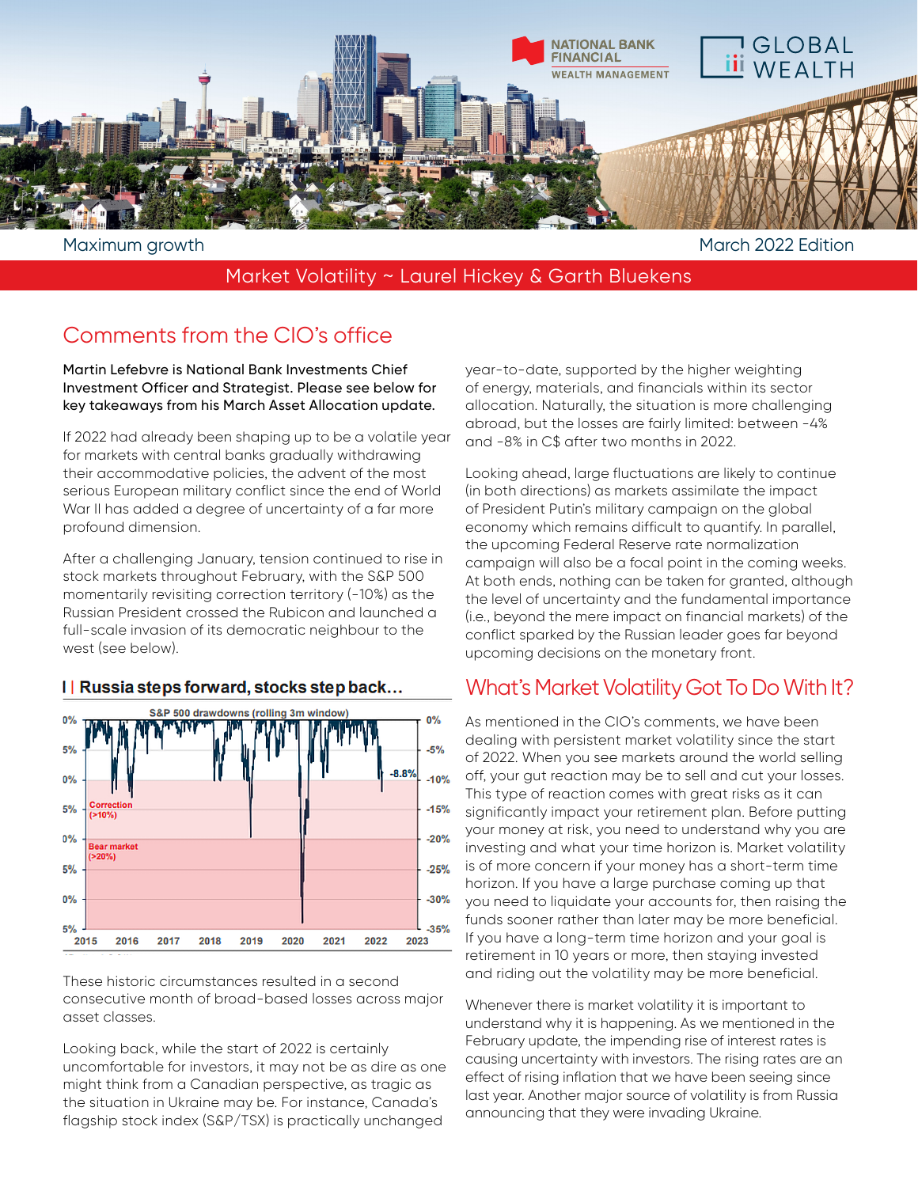Maximum growth

March 2022 Edition

Market Volatility ~ Laurel Hickey & Garth Bluekens

## Comments from the CIO's office

**Martin Lefebvre is National Bank Investments Chief Investment Officer and Strategist. Please see below for key takeaways from his March Asset Allocation update.**

If 2022 had already been shaping up to be a volatile year for markets with central banks gradually withdrawing their accommodative policies, the advent of the most serious European military conflict since the end of World War II has added a degree of uncertainty of a far more profound dimension.

After a challenging January, tension continued to rise in stock markets throughout February, with the S&P 500 momentarily revisiting correction territory (-10%) as the Russian President crossed the Rubicon and launched a full-scale invasion of its democratic neighbour to the west (see below).

### Russia steps forward, stocks step back...

These historic circumstances resulted in a second consecutive month of broad-based losses across major asset classes.

Looking back, while the start of 2022 is certainly uncomfortable for investors, it may not be as dire as one might think from a Canadian perspective, as tragic as the situation in Ukraine may be. For instance, Canada's flagship stock index (S&P/TSX) is practically unchanged year-to-date, supported by the higher weighting of energy, materials, and financials within its sector allocation. Naturally, the situation is more challenging abroad, but the losses are fairly limited: between -4% and -8% in C$ after two months in 2022.

Looking ahead, large fluctuations are likely to continue (in both directions) as markets assimilate the impact of President Putin's military campaign on the global economy which remains difficult to quantify. In parallel, the upcoming Federal Reserve rate normalization campaign will also be a focal point in the coming weeks. At both ends, nothing can be taken for granted, although the level of uncertainty and the fundamental importance (i.e., beyond the mere impact on financial markets) of the conflict sparked by the Russian leader goes far beyond upcoming decisions on the monetary front.

## What's Market Volatility Got To Do With It?

As mentioned in the CIO's comments, we have been dealing with persistent market volatility since the start of 2022. When you see markets around the world selling off, your gut reaction may be to sell and cut your losses. This type of reaction comes with great risks as it can significantly impact your retirement plan. Before putting your money at risk, you need to understand why you are investing and what your time horizon is. Market volatility is of more concern if your money has a short-term time horizon. If you have a large purchase coming up that you need to liquidate your accounts for, then raising the funds sooner rather than later may be more beneficial. If you have a long-term time horizon and your goal is retirement in 10 years or more, then staying invested and riding out the volatility may be more beneficial.

Whenever there is market volatility it is important to understand why it is happening. As we mentioned in the February update, the impending rise of interest rates is causing uncertainty with investors. The rising rates are an effect of rising inflation that we have been seeing since last year. Another major source of volatility is from Russia announcing that they were invading Ukraine.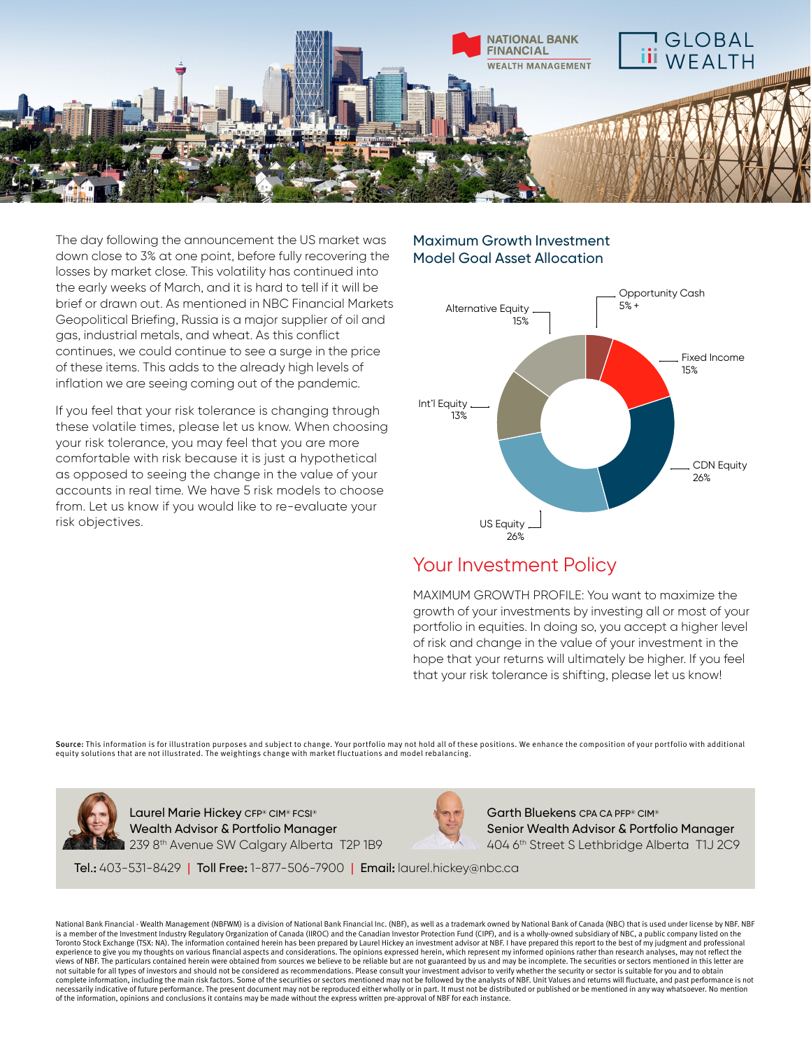NATIONAL BANK FINANCIAL
WEALTH MANAGEMENT

GLOBAL WEALTH

The day following the announcement the US market was down close to 3% at one point, before fully recovering the losses by market close. This volatility has continued into the early weeks of March, and it is hard to tell if it will be brief or drawn out. As mentioned in NBC Financial Markets Geopolitical Briefing, Russia is a major supplier of oil and gas, industrial metals, and wheat. As this conflict continues, we could continue to see a surge in the price of these items. This adds to the already high levels of inflation we are seeing coming out of the pandemic.

If you feel that your risk tolerance is changing through these volatile times, please let us know. When choosing your risk tolerance, you may feel that you are more comfortable with risk because it is just a hypothetical as opposed to seeing the change in the value of your accounts in real time. We have 5 risk models to choose from. Let us know if you would like to re-evaluate your risk objectives.

## Maximum Growth Investment Model Goal Asset Allocation

Opportunity Cash
5% +

Fixed Income
15%

CDN Equity
26%

US Equity
26%

Int'l Equity
13%

Alternative Equity
15%

## Your Investment Policy

MAXIMUM GROWTH PROFILE: You want to maximize the growth of your investments by investing all or most of your portfolio in equities. In doing so, you accept a higher level of risk and change in the value of your investment in the hope that your returns will ultimately be higher. If you feel that your risk tolerance is shifting, please let us know!

**Source:** This information is for illustration purposes and subject to change. Your portfolio may not hold all of these positions. We enhance the composition of your portfolio with additional equity solutions that are not illustrated. The weightings change with market fluctuations and model rebalancing.

**Laurel Marie Hickey** CFP® CIM® FCSI®
Wealth Advisor & Portfolio Manager
239 8th Avenue SW Calgary Alberta T2P 1B9

**Garth Bluekens** CPA CA PFP® CIM®
Senior Wealth Advisor & Portfolio Manager
404 6th Street S Lethbridge Alberta T1J 2C9

**Tel.:** 403-531-8429 | **Toll Free:** 1-877-506-7900 | **Email:** laurel.hickey@nbc.ca

National Bank Financial - Wealth Management (NBFWM) is a division of National Bank Financial Inc. (NBF), as well as a trademark owned by National Bank of Canada (NBC) that is used under license by NBF. NBF is a member of the Investment Industry Regulatory Organization of Canada (IIROC) and the Canadian Investor Protection Fund (CIPF), and is a wholly-owned subsidiary of NBC, a public company listed on the Toronto Stock Exchange (TSX: NA). The information contained herein has been prepared by Laurel Hickey an investment advisor at NBF. I have prepared this report to the best of my judgment and professional experience to give you my thoughts on various financial aspects and considerations. The opinions expressed herein, which represent my informed opinions rather than research analyses, may not reflect the views of NBF. The particulars contained herein were obtained from sources we believe to be reliable but are not guaranteed by us and may be incomplete. The securities or sectors mentioned in this letter are not suitable for all types of investors and should not be considered as recommendations. Please consult your investment advisor to verify whether the security or sector is suitable for you and to obtain complete information, including the main risk factors. Some of the securities or sectors mentioned may not be followed by the analysts of NBF. Unit Values and returns will fluctuate, and past performance is not necessarily indicative of future performance. The present document may not be reproduced either wholly or in part. It must not be distributed or published or be mentioned in any way whatsoever. No mention of the information, opinions and conclusions it contains may be made without the express written pre-approval of NBF for each instance.